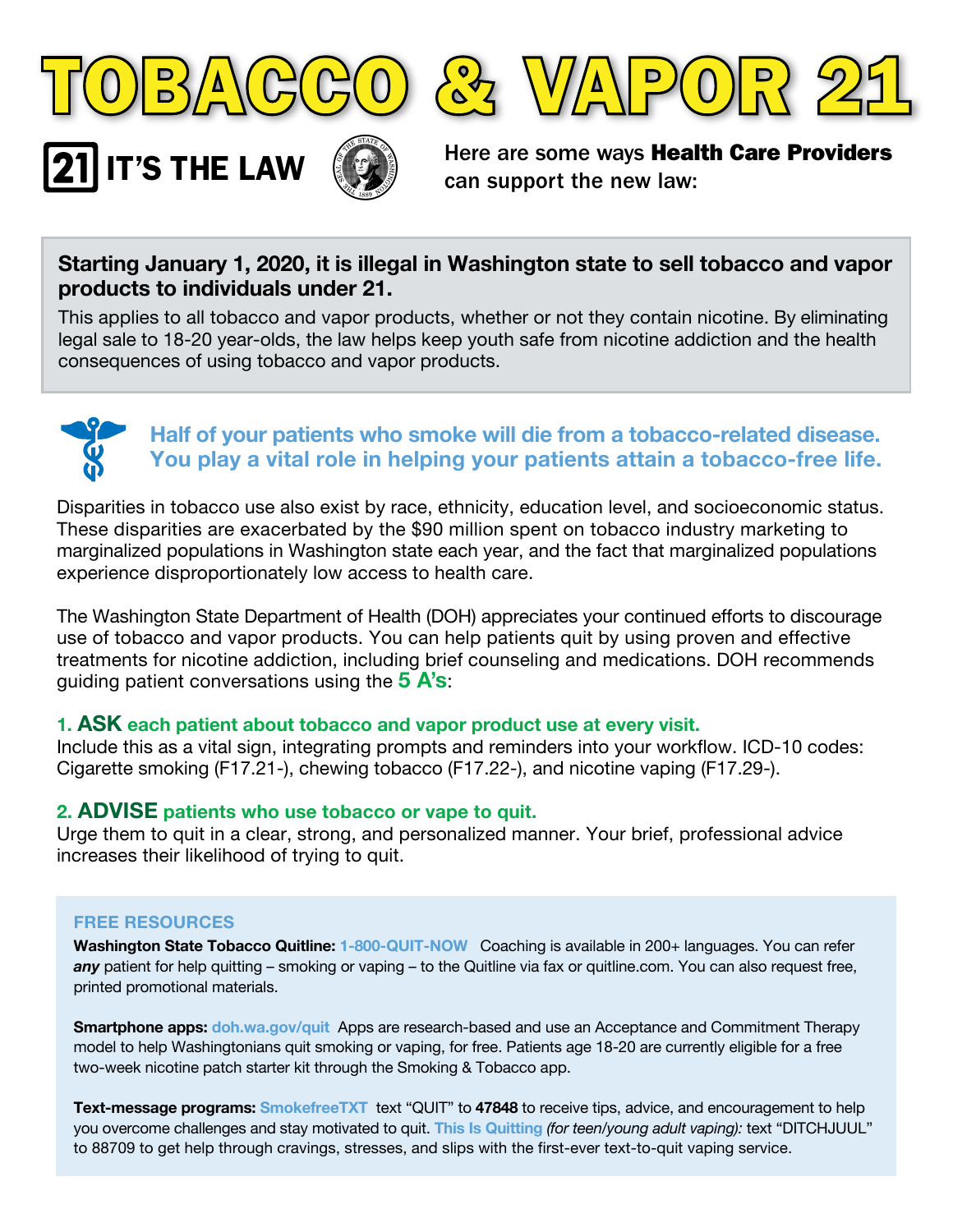# TOBACCO & VAPOR 21

## 21 IT'S THE LAW

Here are some ways **Health Care Providers** can support the new law:

**Starting January 1, 2020, it is illegal in Washington state to sell tobacco and vapor products to individuals under 21.**

This applies to all tobacco and vapor products, whether or not they contain nicotine. By eliminating legal sale to 18-20 year-olds, the law helps keep youth safe from nicotine addiction and the health consequences of using tobacco and vapor products.

### Half of your patients who smoke will die from a tobacco-related disease. You play a vital role in helping your patients attain a tobacco-free life.

Disparities in tobacco use also exist by race, ethnicity, education level, and socioeconomic status. These disparities are exacerbated by the $90 million spent on tobacco industry marketing to marginalized populations in Washington state each year, and the fact that marginalized populations experience disproportionately low access to health care.

The Washington State Department of Health (DOH) appreciates your continued efforts to discourage use of tobacco and vapor products. You can help patients quit by using proven and effective treatments for nicotine addiction, including brief counseling and medications. DOH recommends guiding patient conversations using the **5 A's**:

**1. ASK each patient about tobacco and vapor product use at every visit.**
Include this as a vital sign, integrating prompts and reminders into your workflow. ICD-10 codes: Cigarette smoking (F17.21-), chewing tobacco (F17.22-), and nicotine vaping (F17.29-).

**2. ADVISE patients who use tobacco or vape to quit.**
Urge them to quit in a clear, strong, and personalized manner. Your brief, professional advice increases their likelihood of trying to quit.

### FREE RESOURCES

**Washington State Tobacco Quitline:** 1-800-QUIT-NOW Coaching is available in 200+ languages. You can refer ***any*** patient for help quitting – smoking or vaping – to the Quitline via fax or quitline.com. You can also request free, printed promotional materials.

**Smartphone apps:** doh.wa.gov/quit Apps are research-based and use an Acceptance and Commitment Therapy model to help Washingtonians quit smoking or vaping, for free. Patients age 18-20 are currently eligible for a free two-week nicotine patch starter kit through the Smoking & Tobacco app.

**Text-message programs:** SmokefreeTXT text "QUIT" to **47848** to receive tips, advice, and encouragement to help you overcome challenges and stay motivated to quit. This Is Quitting *(for teen/young adult vaping):* text "DITCHJUUL" to 88709 to get help through cravings, stresses, and slips with the first-ever text-to-quit vaping service.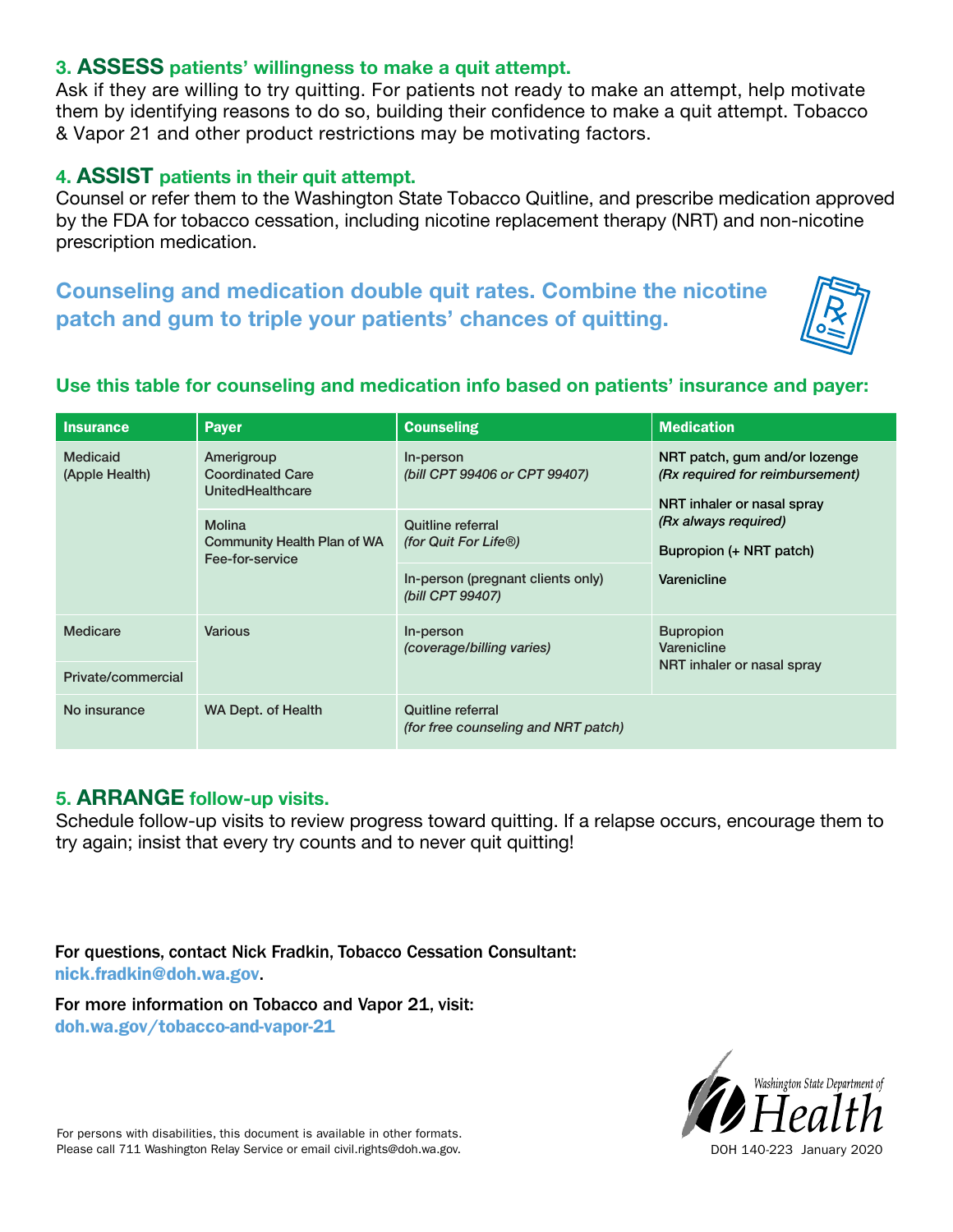### 3. ASSESS patients' willingness to make a quit attempt.

Ask if they are willing to try quitting. For patients not ready to make an attempt, help motivate them by identifying reasons to do so, building their confidence to make a quit attempt. Tobacco & Vapor 21 and other product restrictions may be motivating factors.

### 4. ASSIST patients in their quit attempt.

Counsel or refer them to the Washington State Tobacco Quitline, and prescribe medication approved by the FDA for tobacco cessation, including nicotine replacement therapy (NRT) and non-nicotine prescription medication.

**Counseling and medication double quit rates. Combine the nicotine patch and gum to triple your patients' chances of quitting.**

**Use this table for counseling and medication info based on patients' insurance and payer:**

| Insurance | Payer | Counseling | Medication |
|---|---|---|---|
| Medicaid (Apple Health) | Amerigroup<br>Coordinated Care<br>UnitedHealthcare | In-person<br>*(bill CPT 99406 or CPT 99407)* | NRT patch, gum and/or lozenge *(Rx required for reimbursement)*<br>NRT inhaler or nasal spray *(Rx always required)*<br>Bupropion (+ NRT patch)<br>Varenicline |
| | Molina<br>Community Health Plan of WA<br>Fee-for-service | Quitline referral<br>*(for Quit For Life®)* | |
| | | In-person (pregnant clients only)<br>*(bill CPT 99407)* | |
| Medicare | Various | In-person<br>*(coverage/billing varies)* | Bupropion<br>Varenicline<br>NRT inhaler or nasal spray |
| Private/commercial | | | |
| No insurance | WA Dept. of Health | Quitline referral<br>*(for free counseling and NRT patch)* | |

### 5. ARRANGE follow-up visits.

Schedule follow-up visits to review progress toward quitting. If a relapse occurs, encourage them to try again; insist that every try counts and to never quit quitting!

**For questions, contact Nick Fradkin, Tobacco Cessation Consultant:**
nick.fradkin@doh.wa.gov.

**For more information on Tobacco and Vapor 21, visit:**
doh.wa.gov/tobacco-and-vapor-21

For persons with disabilities, this document is available in other formats. Please call 711 Washington Relay Service or email civil.rights@doh.wa.gov.

Washington State Department of Health

DOH 140-223 January 2020